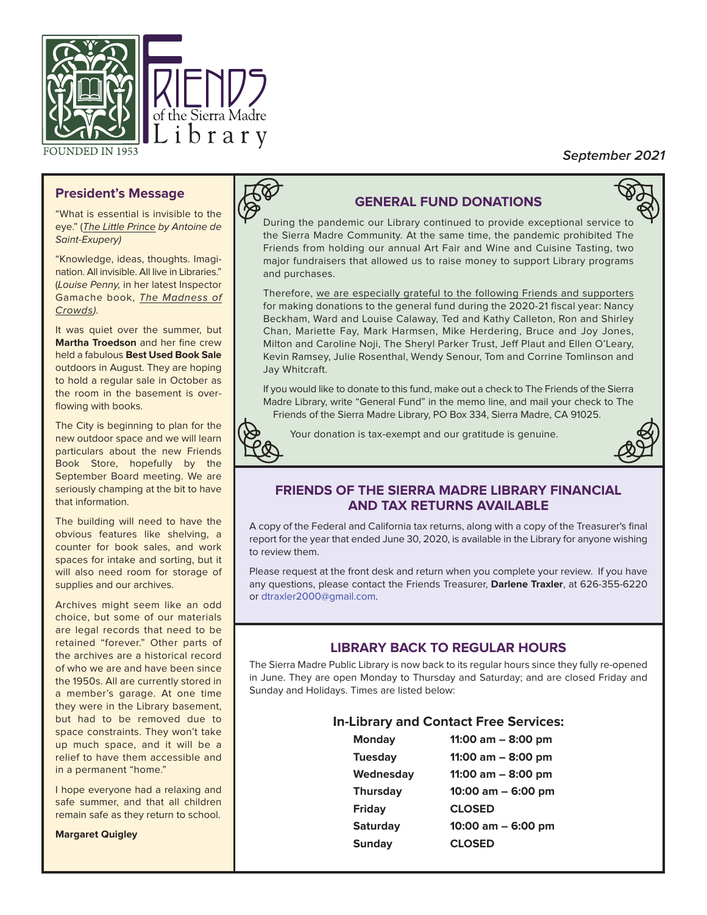# Friends of the Sierra Madre Library

FOUNDED IN 1953

***September 2021***

## President's Message

"What is essential is invisible to the eye." (*The Little Prince by Antoine de Saint-Exupery)*

"Knowledge, ideas, thoughts. Imagination. All invisible. All live in Libraries." (*Louise Penny,* in her latest Inspector Gamache book, *The Madness of Crowds).*

It was quiet over the summer, but **Martha Troedson** and her fine crew held a fabulous **Best Used Book Sale** outdoors in August. They are hoping to hold a regular sale in October as the room in the basement is overflowing with books.

The City is beginning to plan for the new outdoor space and we will learn particulars about the new Friends Book Store, hopefully by the September Board meeting. We are seriously champing at the bit to have that information.

The building will need to have the obvious features like shelving, a counter for book sales, and work spaces for intake and sorting, but it will also need room for storage of supplies and our archives.

Archives might seem like an odd choice, but some of our materials are legal records that need to be retained "forever." Other parts of the archives are a historical record of who we are and have been since the 1950s. All are currently stored in a member's garage. At one time they were in the Library basement, but had to be removed due to space constraints. They won't take up much space, and it will be a relief to have them accessible and in a permanent "home."

I hope everyone had a relaxing and safe summer, and that all children remain safe as they return to school.

**Margaret Quigley**

## GENERAL FUND DONATIONS

During the pandemic our Library continued to provide exceptional service to the Sierra Madre Community. At the same time, the pandemic prohibited The Friends from holding our annual Art Fair and Wine and Cuisine Tasting, two major fundraisers that allowed us to raise money to support Library programs and purchases.

Therefore, we are especially grateful to the following Friends and supporters for making donations to the general fund during the 2020-21 fiscal year: Nancy Beckham, Ward and Louise Calaway, Ted and Kathy Calleton, Ron and Shirley Chan, Mariette Fay, Mark Harmsen, Mike Herdering, Bruce and Joy Jones, Milton and Caroline Noji, The Sheryl Parker Trust, Jeff Plaut and Ellen O'Leary, Kevin Ramsey, Julie Rosenthal, Wendy Senour, Tom and Corrine Tomlinson and Jay Whitcraft.

If you would like to donate to this fund, make out a check to The Friends of the Sierra Madre Library, write "General Fund" in the memo line, and mail your check to The Friends of the Sierra Madre Library, PO Box 334, Sierra Madre, CA 91025.

Your donation is tax-exempt and our gratitude is genuine.

## FRIENDS OF THE SIERRA MADRE LIBRARY FINANCIAL AND TAX RETURNS AVAILABLE

A copy of the Federal and California tax returns, along with a copy of the Treasurer's final report for the year that ended June 30, 2020, is available in the Library for anyone wishing to review them.

Please request at the front desk and return when you complete your review. If you have any questions, please contact the Friends Treasurer, **Darlene Traxler**, at 626-355-6220 or dtraxler2000@gmail.com.

## LIBRARY BACK TO REGULAR HOURS

The Sierra Madre Public Library is now back to its regular hours since they fully re-opened in June. They are open Monday to Thursday and Saturday; and are closed Friday and Sunday and Holidays. Times are listed below:

### In-Library and Contact Free Services:

| Day | Hours |
|---|---|
| **Monday** | **11:00 am – 8:00 pm** |
| **Tuesday** | **11:00 am – 8:00 pm** |
| **Wednesday** | **11:00 am – 8:00 pm** |
| **Thursday** | **10:00 am – 6:00 pm** |
| **Friday** | **CLOSED** |
| **Saturday** | **10:00 am – 6:00 pm** |
| **Sunday** | **CLOSED** |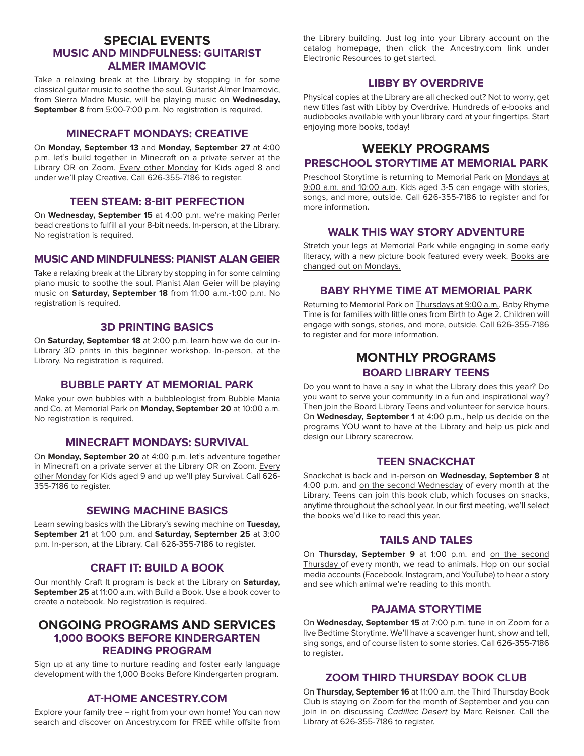# SPECIAL EVENTS

## MUSIC AND MINDFULNESS: GUITARIST ALMER IMAMOVIC

Take a relaxing break at the Library by stopping in for some classical guitar music to soothe the soul. Guitarist Almer Imamovic, from Sierra Madre Music, will be playing music on **Wednesday, September 8** from 5:00-7:00 p.m. No registration is required.

## MINECRAFT MONDAYS: CREATIVE

On **Monday, September 13** and **Monday, September 27** at 4:00 p.m. let's build together in Minecraft on a private server at the Library OR on Zoom. Every other Monday for Kids aged 8 and under we'll play Creative. Call 626-355-7186 to register.

## TEEN STEAM: 8-BIT PERFECTION

On **Wednesday, September 15** at 4:00 p.m. we're making Perler bead creations to fulfill all your 8-bit needs. In-person, at the Library. No registration is required.

## MUSIC AND MINDFULNESS: PIANIST ALAN GEIER

Take a relaxing break at the Library by stopping in for some calming piano music to soothe the soul. Pianist Alan Geier will be playing music on **Saturday, September 18** from 11:00 a.m.-1:00 p.m. No registration is required.

## 3D PRINTING BASICS

On **Saturday, September 18** at 2:00 p.m. learn how we do our in-Library 3D prints in this beginner workshop. In-person, at the Library. No registration is required.

## BUBBLE PARTY AT MEMORIAL PARK

Make your own bubbles with a bubbleologist from Bubble Mania and Co. at Memorial Park on **Monday, September 20** at 10:00 a.m. No registration is required.

## MINECRAFT MONDAYS: SURVIVAL

On **Monday, September 20** at 4:00 p.m. let's adventure together in Minecraft on a private server at the Library OR on Zoom. Every other Monday for Kids aged 9 and up we'll play Survival. Call 626-355-7186 to register.

## SEWING MACHINE BASICS

Learn sewing basics with the Library's sewing machine on **Tuesday, September 21** at 1:00 p.m. and **Saturday, September 25** at 3:00 p.m. In-person, at the Library. Call 626-355-7186 to register.

## CRAFT IT: BUILD A BOOK

Our monthly Craft It program is back at the Library on **Saturday, September 25** at 11:00 a.m. with Build a Book. Use a book cover to create a notebook. No registration is required.

# ONGOING PROGRAMS AND SERVICES

## 1,000 BOOKS BEFORE KINDERGARTEN READING PROGRAM

Sign up at any time to nurture reading and foster early language development with the 1,000 Books Before Kindergarten program.

## AT-HOME ANCESTRY.COM

Explore your family tree – right from your own home! You can now search and discover on Ancestry.com for FREE while offsite from the Library building. Just log into your Library account on the catalog homepage, then click the Ancestry.com link under Electronic Resources to get started.

## LIBBY BY OVERDRIVE

Physical copies at the Library are all checked out? Not to worry, get new titles fast with Libby by Overdrive. Hundreds of e-books and audiobooks available with your library card at your fingertips. Start enjoying more books, today!

# WEEKLY PROGRAMS

## PRESCHOOL STORYTIME AT MEMORIAL PARK

Preschool Storytime is returning to Memorial Park on Mondays at 9:00 a.m. and 10:00 a.m. Kids aged 3-5 can engage with stories, songs, and more, outside. Call 626-355-7186 to register and for more information.

## WALK THIS WAY STORY ADVENTURE

Stretch your legs at Memorial Park while engaging in some early literacy, with a new picture book featured every week. Books are changed out on Mondays.

## BABY RHYME TIME AT MEMORIAL PARK

Returning to Memorial Park on Thursdays at 9:00 a.m., Baby Rhyme Time is for families with little ones from Birth to Age 2. Children will engage with songs, stories, and more, outside. Call 626-355-7186 to register and for more information.

# MONTHLY PROGRAMS

## BOARD LIBRARY TEENS

Do you want to have a say in what the Library does this year? Do you want to serve your community in a fun and inspirational way? Then join the Board Library Teens and volunteer for service hours. On **Wednesday, September 1** at 4:00 p.m., help us decide on the programs YOU want to have at the Library and help us pick and design our Library scarecrow.

## TEEN SNACKCHAT

Snackchat is back and in-person on **Wednesday, September 8** at 4:00 p.m. and on the second Wednesday of every month at the Library. Teens can join this book club, which focuses on snacks, anytime throughout the school year. In our first meeting, we'll select the books we'd like to read this year.

## TAILS AND TALES

On **Thursday, September 9** at 1:00 p.m. and on the second Thursday of every month, we read to animals. Hop on our social media accounts (Facebook, Instagram, and YouTube) to hear a story and see which animal we're reading to this month.

## PAJAMA STORYTIME

On **Wednesday, September 15** at 7:00 p.m. tune in on Zoom for a live Bedtime Storytime. We'll have a scavenger hunt, show and tell, sing songs, and of course listen to some stories. Call 626-355-7186 to register.

## ZOOM THIRD THURSDAY BOOK CLUB

On **Thursday, September 16** at 11:00 a.m. the Third Thursday Book Club is staying on Zoom for the month of September and you can join in on discussing *Cadillac Desert* by Marc Reisner. Call the Library at 626-355-7186 to register.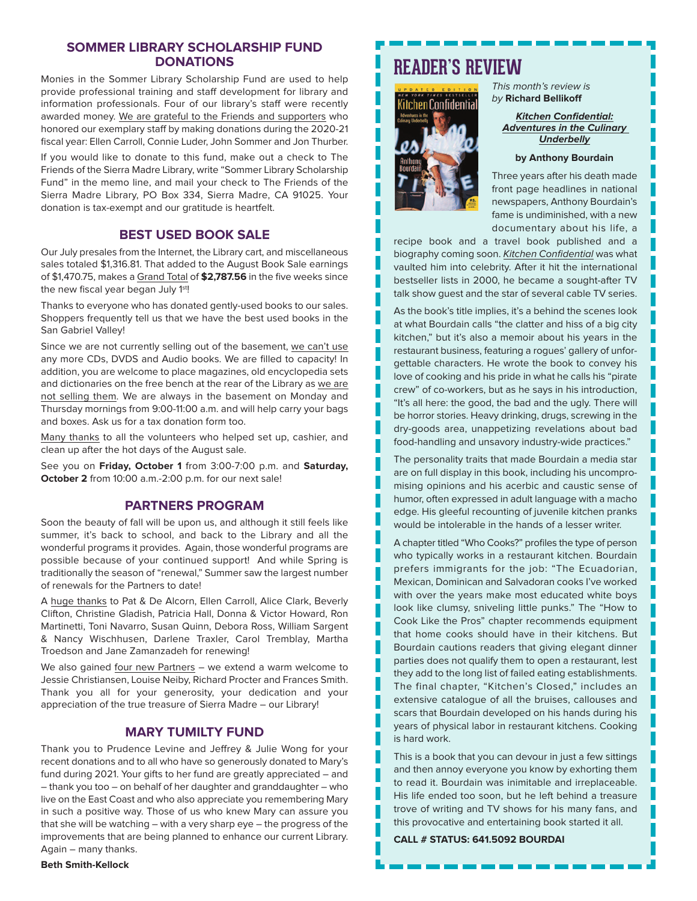## SOMMER LIBRARY SCHOLARSHIP FUND DONATIONS

Monies in the Sommer Library Scholarship Fund are used to help provide professional training and staff development for library and information professionals. Four of our library's staff were recently awarded money. We are grateful to the Friends and supporters who honored our exemplary staff by making donations during the 2020-21 fiscal year: Ellen Carroll, Connie Luder, John Sommer and Jon Thurber.

If you would like to donate to this fund, make out a check to The Friends of the Sierra Madre Library, write "Sommer Library Scholarship Fund" in the memo line, and mail your check to The Friends of the Sierra Madre Library, PO Box 334, Sierra Madre, CA 91025. Your donation is tax-exempt and our gratitude is heartfelt.

## BEST USED BOOK SALE

Our July presales from the Internet, the Library cart, and miscellaneous sales totaled $1,316.81. That added to the August Book Sale earnings of $1,470.75, makes a Grand Total of **$2,787.56** in the five weeks since the new fiscal year began July 1st!

Thanks to everyone who has donated gently-used books to our sales. Shoppers frequently tell us that we have the best used books in the San Gabriel Valley!

Since we are not currently selling out of the basement, we can't use any more CDs, DVDS and Audio books. We are filled to capacity! In addition, you are welcome to place magazines, old encyclopedia sets and dictionaries on the free bench at the rear of the Library as we are not selling them. We are always in the basement on Monday and Thursday mornings from 9:00-11:00 a.m. and will help carry your bags and boxes. Ask us for a tax donation form too.

Many thanks to all the volunteers who helped set up, cashier, and clean up after the hot days of the August sale.

See you on **Friday, October 1** from 3:00-7:00 p.m. and **Saturday, October 2** from 10:00 a.m.-2:00 p.m. for our next sale!

## PARTNERS PROGRAM

Soon the beauty of fall will be upon us, and although it still feels like summer, it's back to school, and back to the Library and all the wonderful programs it provides. Again, those wonderful programs are possible because of your continued support! And while Spring is traditionally the season of "renewal," Summer saw the largest number of renewals for the Partners to date!

A huge thanks to Pat & De Alcorn, Ellen Carroll, Alice Clark, Beverly Clifton, Christine Gladish, Patricia Hall, Donna & Victor Howard, Ron Martinetti, Toni Navarro, Susan Quinn, Debora Ross, William Sargent & Nancy Wischhusen, Darlene Traxler, Carol Tremblay, Martha Troedson and Jane Zamanzadeh for renewing!

We also gained four new Partners – we extend a warm welcome to Jessie Christiansen, Louise Neiby, Richard Procter and Frances Smith. Thank you all for your generosity, your dedication and your appreciation of the true treasure of Sierra Madre – our Library!

## MARY TUMILTY FUND

Thank you to Prudence Levine and Jeffrey & Julie Wong for your recent donations and to all who have so generously donated to Mary's fund during 2021. Your gifts to her fund are greatly appreciated – and – thank you too – on behalf of her daughter and granddaughter – who live on the East Coast and who also appreciate you remembering Mary in such a positive way. Those of us who knew Mary can assure you that she will be watching – with a very sharp eye – the progress of the improvements that are being planned to enhance our current Library. Again – many thanks.

**Beth Smith-Kellock**

## READER'S REVIEW

*This month's review is by* **Richard Bellikoff**

***Kitchen Confidential: Adventures in the Culinary Underbelly***

**by Anthony Bourdain**

Three years after his death made front page headlines in national newspapers, Anthony Bourdain's fame is undiminished, with a new documentary about his life, a recipe book and a travel book published and a biography coming soon. *Kitchen Confidential* was what vaulted him into celebrity. After it hit the international bestseller lists in 2000, he became a sought-after TV talk show guest and the star of several cable TV series.

As the book's title implies, it's a behind the scenes look at what Bourdain calls "the clatter and hiss of a big city kitchen," but it's also a memoir about his years in the restaurant business, featuring a rogues' gallery of unforgettable characters. He wrote the book to convey his love of cooking and his pride in what he calls his "pirate crew" of co-workers, but as he says in his introduction, "It's all here: the good, the bad and the ugly. There will be horror stories. Heavy drinking, drugs, screwing in the dry-goods area, unappetizing revelations about bad food-handling and unsavory industry-wide practices."

The personality traits that made Bourdain a media star are on full display in this book, including his uncompromising opinions and his acerbic and caustic sense of humor, often expressed in adult language with a macho edge. His gleeful recounting of juvenile kitchen pranks would be intolerable in the hands of a lesser writer.

A chapter titled "Who Cooks?" profiles the type of person who typically works in a restaurant kitchen. Bourdain prefers immigrants for the job: "The Ecuadorian, Mexican, Dominican and Salvadoran cooks I've worked with over the years make most educated white boys look like clumsy, sniveling little punks." The "How to Cook Like the Pros" chapter recommends equipment that home cooks should have in their kitchens. But Bourdain cautions readers that giving elegant dinner parties does not qualify them to open a restaurant, lest they add to the long list of failed eating establishments. The final chapter, "Kitchen's Closed," includes an extensive catalogue of all the bruises, callouses and scars that Bourdain developed on his hands during his years of physical labor in restaurant kitchens. Cooking is hard work.

This is a book that you can devour in just a few sittings and then annoy everyone you know by exhorting them to read it. Bourdain was inimitable and irreplaceable. His life ended too soon, but he left behind a treasure trove of writing and TV shows for his many fans, and this provocative and entertaining book started it all.

**CALL # STATUS: 641.5092 BOURDAI**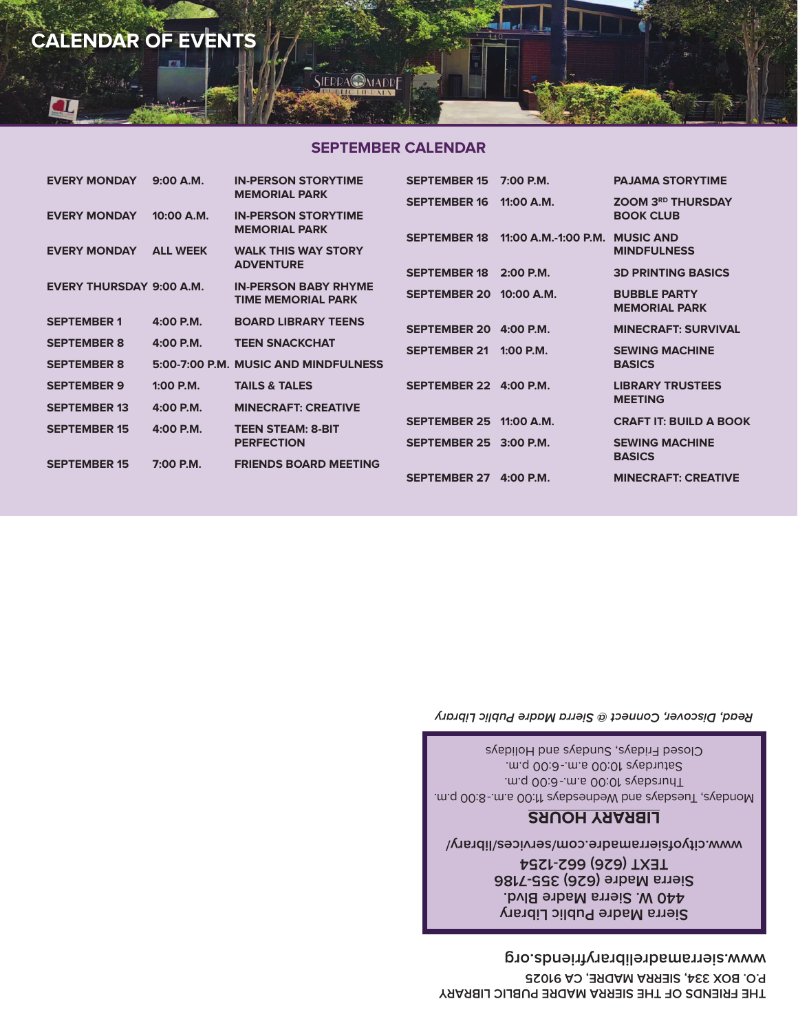# CALENDAR OF EVENTS

## SEPTEMBER CALENDAR

| | | |
|---|---|---|
| EVERY MONDAY | 9:00 A.M. | IN-PERSON STORYTIME MEMORIAL PARK |
| EVERY MONDAY | 10:00 A.M. | IN-PERSON STORYTIME MEMORIAL PARK |
| EVERY MONDAY | ALL WEEK | WALK THIS WAY STORY ADVENTURE |
| EVERY THURSDAY | 9:00 A.M. | IN-PERSON BABY RHYME TIME MEMORIAL PARK |
| SEPTEMBER 1 | 4:00 P.M. | BOARD LIBRARY TEENS |
| SEPTEMBER 8 | 4:00 P.M. | TEEN SNACKCHAT |
| SEPTEMBER 8 | 5:00-7:00 P.M. | MUSIC AND MINDFULNESS |
| SEPTEMBER 9 | 1:00 P.M. | TAILS & TALES |
| SEPTEMBER 13 | 4:00 P.M. | MINECRAFT: CREATIVE |
| SEPTEMBER 15 | 4:00 P.M. | TEEN STEAM: 8-BIT PERFECTION |
| SEPTEMBER 15 | 7:00 P.M. | FRIENDS BOARD MEETING |
| SEPTEMBER 15 | 7:00 P.M. | PAJAMA STORYTIME |
| SEPTEMBER 16 | 11:00 A.M. | ZOOM 3RD THURSDAY BOOK CLUB |
| SEPTEMBER 18 | 11:00 A.M.-1:00 P.M. | MUSIC AND MINDFULNESS |
| SEPTEMBER 18 | 2:00 P.M. | 3D PRINTING BASICS |
| SEPTEMBER 20 | 10:00 A.M. | BUBBLE PARTY MEMORIAL PARK |
| SEPTEMBER 20 | 4:00 P.M. | MINECRAFT: SURVIVAL |
| SEPTEMBER 21 | 1:00 P.M. | SEWING MACHINE BASICS |
| SEPTEMBER 22 | 4:00 P.M. | LIBRARY TRUSTEES MEETING |
| SEPTEMBER 25 | 11:00 A.M. | CRAFT IT: BUILD A BOOK |
| SEPTEMBER 25 | 3:00 P.M. | SEWING MACHINE BASICS |
| SEPTEMBER 27 | 4:00 P.M. | MINECRAFT: CREATIVE |

*Read, Discover, Connect @ Sierra Madre Public Library*

Sierra Madre Public Library
440 W. Sierra Madre Blvd.
Sierra Madre (626) 355-7186
TEXT (626) 662-1254
www.cityofsierramadre.com/services/library/

**LIBRARY HOURS**

Mondays, Tuesdays and Wednesdays 11:00 a.m.-8:00 p.m.
Thursdays 10:00 a.m.-6:00 p.m.
Saturdays 10:00 a.m.-6:00 p.m.
Closed Fridays, Sundays and Holidays

www.sierramadrelibraryfriends.org

THE FRIENDS OF THE SIERRA MADRE PUBLIC LIBRARY
P.O. BOX 334, SIERRA MADRE, CA 91025